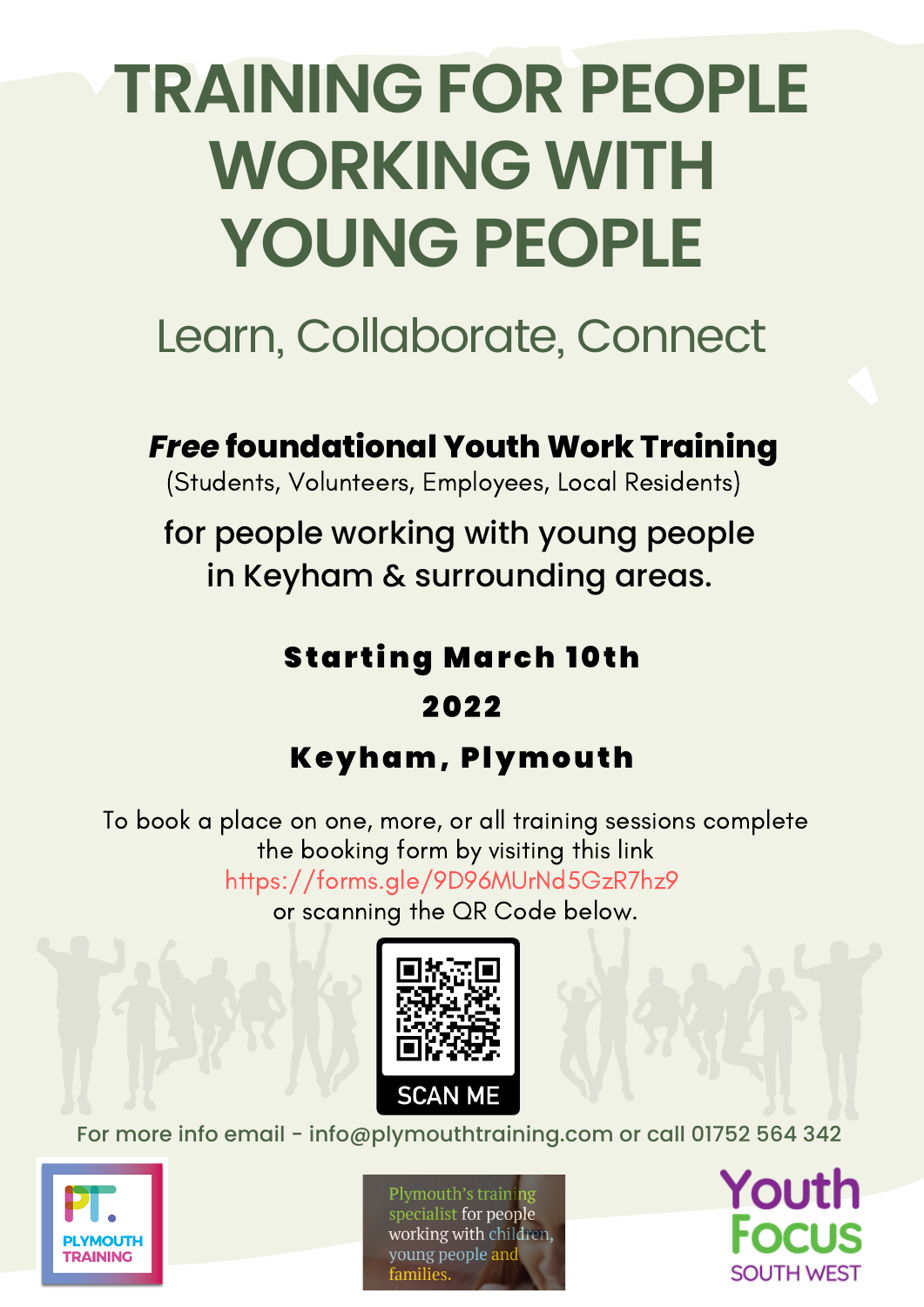# TRAINING FOR PEOPLE WORKING WITH YOUNG PEOPLE

## Learn, Collaborate, Connect

***Free*** **foundational Youth Work Training**

(Students, Volunteers, Employees, Local Residents)

for people working with young people in Keyham & surrounding areas.

**Starting March 10th 2022**

**Keyham, Plymouth**

To book a place on one, more, or all training sessions complete the booking form by visiting this link https://forms.gle/9D96MUrNd5GzR7hz9 or scanning the QR Code below.

SCAN ME

For more info email - info@plymouthtraining.com or call 01752 564 342

PLYMOUTH TRAINING

Plymouth's training specialist for people working with children, young people and families.

Youth Focus SOUTH WEST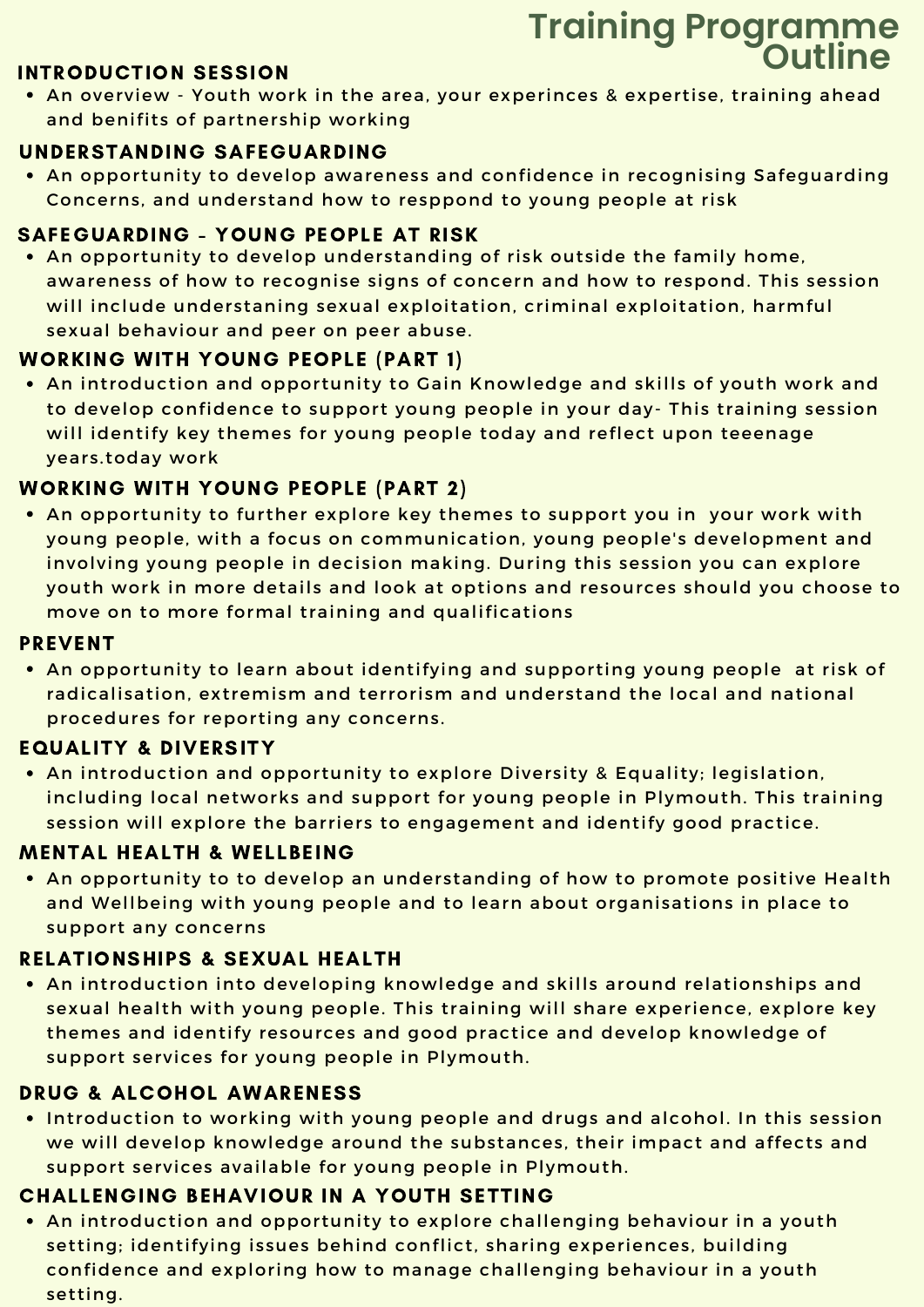# Training Programme Outline

## INTRODUCTION SESSION

- An overview - Youth work in the area, your experinces & expertise, training ahead and benifits of partnership working

## UNDERSTANDING SAFEGUARDING

- An opportunity to develop awareness and confidence in recognising Safeguarding Concerns, and understand how to resppond to young people at risk

## SAFEGUARDING - YOUNG PEOPLE AT RISK

- An opportunity to develop understanding of risk outside the family home, awareness of how to recognise signs of concern and how to respond. This session will include understaning sexual exploitation, criminal exploitation, harmful sexual behaviour and peer on peer abuse.

## WORKING WITH YOUNG PEOPLE (PART 1)

- An introduction and opportunity to Gain Knowledge and skills of youth work and to develop confidence to support young people in your day- This training session will identify key themes for young people today and reflect upon teeenage years.today work

## WORKING WITH YOUNG PEOPLE (PART 2)

- An opportunity to further explore key themes to support you in your work with young people, with a focus on communication, young people's development and involving young people in decision making. During this session you can explore youth work in more details and look at options and resources should you choose to move on to more formal training and qualifications

## PREVENT

- An opportunity to learn about identifying and supporting young people at risk of radicalisation, extremism and terrorism and understand the local and national procedures for reporting any concerns.

## EQUALITY & DIVERSITY

- An introduction and opportunity to explore Diversity & Equality; legislation, including local networks and support for young people in Plymouth. This training session will explore the barriers to engagement and identify good practice.

## MENTAL HEALTH & WELLBEING

- An opportunity to to develop an understanding of how to promote positive Health and Wellbeing with young people and to learn about organisations in place to support any concerns

## RELATIONSHIPS & SEXUAL HEALTH

- An introduction into developing knowledge and skills around relationships and sexual health with young people. This training will share experience, explore key themes and identify resources and good practice and develop knowledge of support services for young people in Plymouth.

## DRUG & ALCOHOL AWARENESS

- Introduction to working with young people and drugs and alcohol. In this session we will develop knowledge around the substances, their impact and affects and support services available for young people in Plymouth.

## CHALLENGING BEHAVIOUR IN A YOUTH SETTING

- An introduction and opportunity to explore challenging behaviour in a youth setting; identifying issues behind conflict, sharing experiences, building confidence and exploring how to manage challenging behaviour in a youth setting.